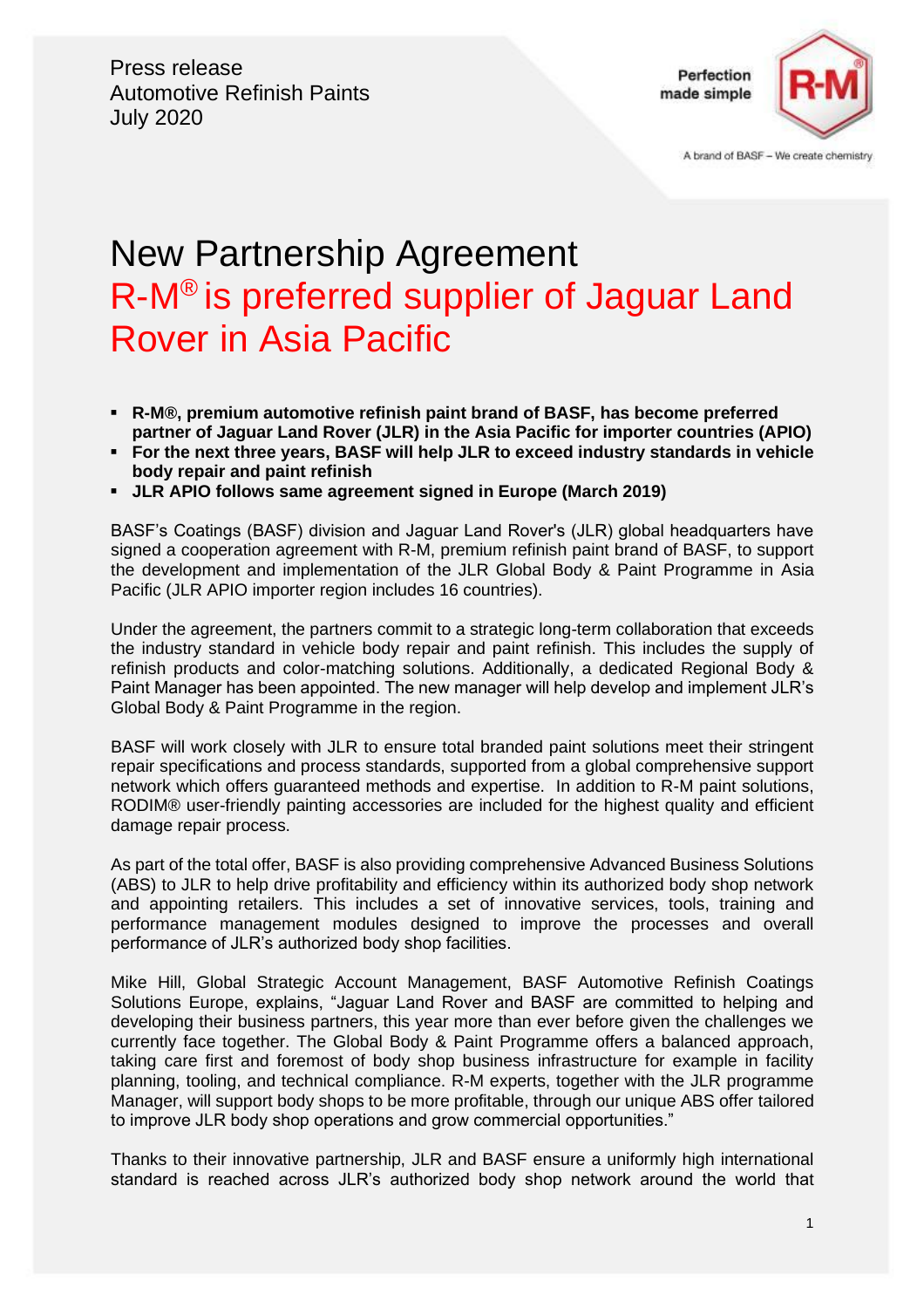Press release
Automotive Refinish Paints
July 2020

Perfection made simple

R-M®

A brand of BASF – We create chemistry

# New Partnership Agreement

## R-M® is preferred supplier of Jaguar Land Rover in Asia Pacific

- **R-M®, premium automotive refinish paint brand of BASF, has become preferred partner of Jaguar Land Rover (JLR) in the Asia Pacific for importer countries (APIO)**
- **For the next three years, BASF will help JLR to exceed industry standards in vehicle body repair and paint refinish**
- **JLR APIO follows same agreement signed in Europe (March 2019)**

BASF's Coatings (BASF) division and Jaguar Land Rover's (JLR) global headquarters have signed a cooperation agreement with R-M, premium refinish paint brand of BASF, to support the development and implementation of the JLR Global Body & Paint Programme in Asia Pacific (JLR APIO importer region includes 16 countries).

Under the agreement, the partners commit to a strategic long-term collaboration that exceeds the industry standard in vehicle body repair and paint refinish. This includes the supply of refinish products and color-matching solutions. Additionally, a dedicated Regional Body & Paint Manager has been appointed. The new manager will help develop and implement JLR's Global Body & Paint Programme in the region.

BASF will work closely with JLR to ensure total branded paint solutions meet their stringent repair specifications and process standards, supported from a global comprehensive support network which offers guaranteed methods and expertise. In addition to R-M paint solutions, RODIM® user-friendly painting accessories are included for the highest quality and efficient damage repair process.

As part of the total offer, BASF is also providing comprehensive Advanced Business Solutions (ABS) to JLR to help drive profitability and efficiency within its authorized body shop network and appointing retailers. This includes a set of innovative services, tools, training and performance management modules designed to improve the processes and overall performance of JLR's authorized body shop facilities.

Mike Hill, Global Strategic Account Management, BASF Automotive Refinish Coatings Solutions Europe, explains, "Jaguar Land Rover and BASF are committed to helping and developing their business partners, this year more than ever before given the challenges we currently face together. The Global Body & Paint Programme offers a balanced approach, taking care first and foremost of body shop business infrastructure for example in facility planning, tooling, and technical compliance. R-M experts, together with the JLR programme Manager, will support body shops to be more profitable, through our unique ABS offer tailored to improve JLR body shop operations and grow commercial opportunities."

Thanks to their innovative partnership, JLR and BASF ensure a uniformly high international standard is reached across JLR's authorized body shop network around the world that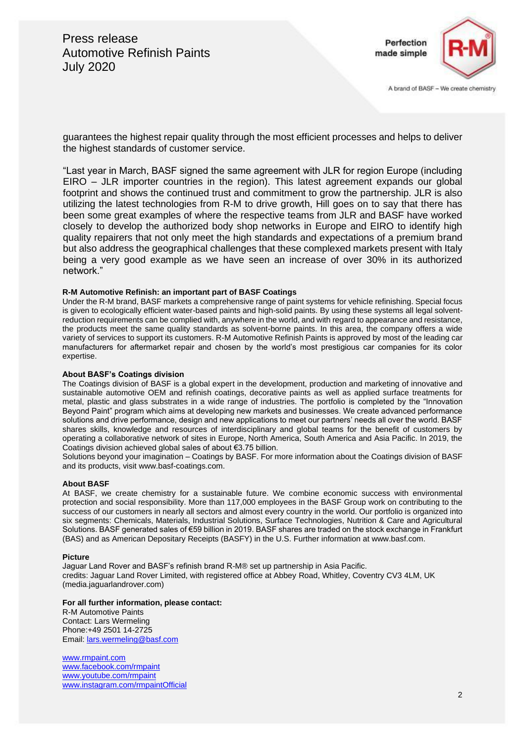guarantees the highest repair quality through the most efficient processes and helps to deliver the highest standards of customer service.

“Last year in March, BASF signed the same agreement with JLR for region Europe (including EIRO – JLR importer countries in the region). This latest agreement expands our global footprint and shows the continued trust and commitment to grow the partnership. JLR is also utilizing the latest technologies from R-M to drive growth, Hill goes on to say that there has been some great examples of where the respective teams from JLR and BASF have worked closely to develop the authorized body shop networks in Europe and EIRO to identify high quality repairers that not only meet the high standards and expectations of a premium brand but also address the geographical challenges that these complexed markets present with Italy being a very good example as we have seen an increase of over 30% in its authorized network.”

**R-M Automotive Refinish: an important part of BASF Coatings**

Under the R-M brand, BASF markets a comprehensive range of paint systems for vehicle refinishing. Special focus is given to ecologically efficient water-based paints and high-solid paints. By using these systems all legal solvent-reduction requirements can be complied with, anywhere in the world, and with regard to appearance and resistance, the products meet the same quality standards as solvent-borne paints. In this area, the company offers a wide variety of services to support its customers. R-M Automotive Refinish Paints is approved by most of the leading car manufacturers for aftermarket repair and chosen by the world’s most prestigious car companies for its color expertise.

**About BASF’s Coatings division**

The Coatings division of BASF is a global expert in the development, production and marketing of innovative and sustainable automotive OEM and refinish coatings, decorative paints as well as applied surface treatments for metal, plastic and glass substrates in a wide range of industries. The portfolio is completed by the “Innovation Beyond Paint” program which aims at developing new markets and businesses. We create advanced performance solutions and drive performance, design and new applications to meet our partners’ needs all over the world. BASF shares skills, knowledge and resources of interdisciplinary and global teams for the benefit of customers by operating a collaborative network of sites in Europe, North America, South America and Asia Pacific. In 2019, the Coatings division achieved global sales of about €3.75 billion.

Solutions beyond your imagination – Coatings by BASF. For more information about the Coatings division of BASF and its products, visit www.basf-coatings.com.

**About BASF**

At BASF, we create chemistry for a sustainable future. We combine economic success with environmental protection and social responsibility. More than 117,000 employees in the BASF Group work on contributing to the success of our customers in nearly all sectors and almost every country in the world. Our portfolio is organized into six segments: Chemicals, Materials, Industrial Solutions, Surface Technologies, Nutrition & Care and Agricultural Solutions. BASF generated sales of €59 billion in 2019. BASF shares are traded on the stock exchange in Frankfurt (BAS) and as American Depositary Receipts (BASFY) in the U.S. Further information at www.basf.com.

**Picture**

Jaguar Land Rover and BASF’s refinish brand R-M® set up partnership in Asia Pacific.
credits: Jaguar Land Rover Limited, with registered office at Abbey Road, Whitley, Coventry CV3 4LM, UK (media.jaguarlandrover.com)

**For all further information, please contact:**

R-M Automotive Paints
Contact: Lars Wermeling
Phone:+49 2501 14-2725
Email: lars.wermeling@basf.com

www.rmpaint.com
www.facebook.com/rmpaint
www.youtube.com/rmpaint
www.instagram.com/rmpaintOfficial